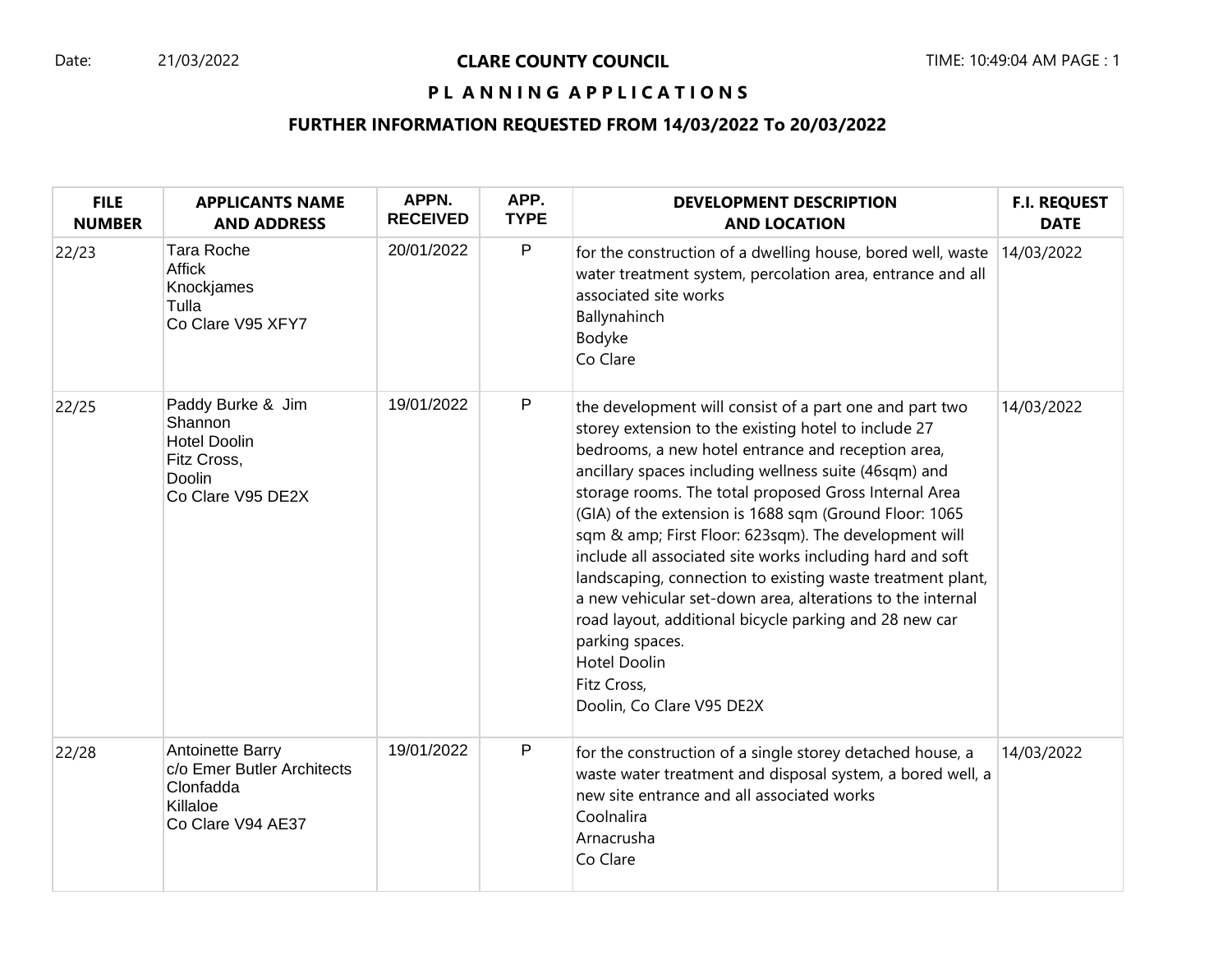Date: 21/03/2022

# CLARE COUNTY COUNCIL

## PL A N N I N G A P P L I C A T I O N S

### FURTHER INFORMATION REQUESTED FROM 14/03/2022 To 20/03/2022

| FILE NUMBER | APPLICANTS NAME AND ADDRESS | APPN. RECEIVED | APP. TYPE | DEVELOPMENT DESCRIPTION AND LOCATION | F.I. REQUEST DATE |
|---|---|---|---|---|---|
| 22/23 | Tara Roche<br>Affick<br>Knockjames<br>Tulla<br>Co Clare V95 XFY7 | 20/01/2022 | P | for the construction of a dwelling house, bored well, waste water treatment system, percolation area, entrance and all associated site works<br>Ballynahinch<br>Bodyke<br>Co Clare | 14/03/2022 |
| 22/25 | Paddy Burke & Jim Shannon<br>Hotel Doolin<br>Fitz Cross,<br>Doolin<br>Co Clare V95 DE2X | 19/01/2022 | P | the development will consist of a part one and part two storey extension to the existing hotel to include 27 bedrooms, a new hotel entrance and reception area, ancillary spaces including wellness suite (46sqm) and storage rooms. The total proposed Gross Internal Area (GIA) of the extension is 1688 sqm (Ground Floor: 1065 sqm & amp; First Floor: 623sqm). The development will include all associated site works including hard and soft landscaping, connection to existing waste treatment plant, a new vehicular set-down area, alterations to the internal road layout, additional bicycle parking and 28 new car parking spaces.<br>Hotel Doolin<br>Fitz Cross,<br>Doolin, Co Clare V95 DE2X | 14/03/2022 |
| 22/28 | Antoinette Barry<br>c/o Emer Butler Architects<br>Clonfadda<br>Killaloe<br>Co Clare V94 AE37 | 19/01/2022 | P | for the construction of a single storey detached house, a waste water treatment and disposal system, a bored well, a new site entrance and all associated works<br>Coolnalira<br>Arnacrusha<br>Co Clare | 14/03/2022 |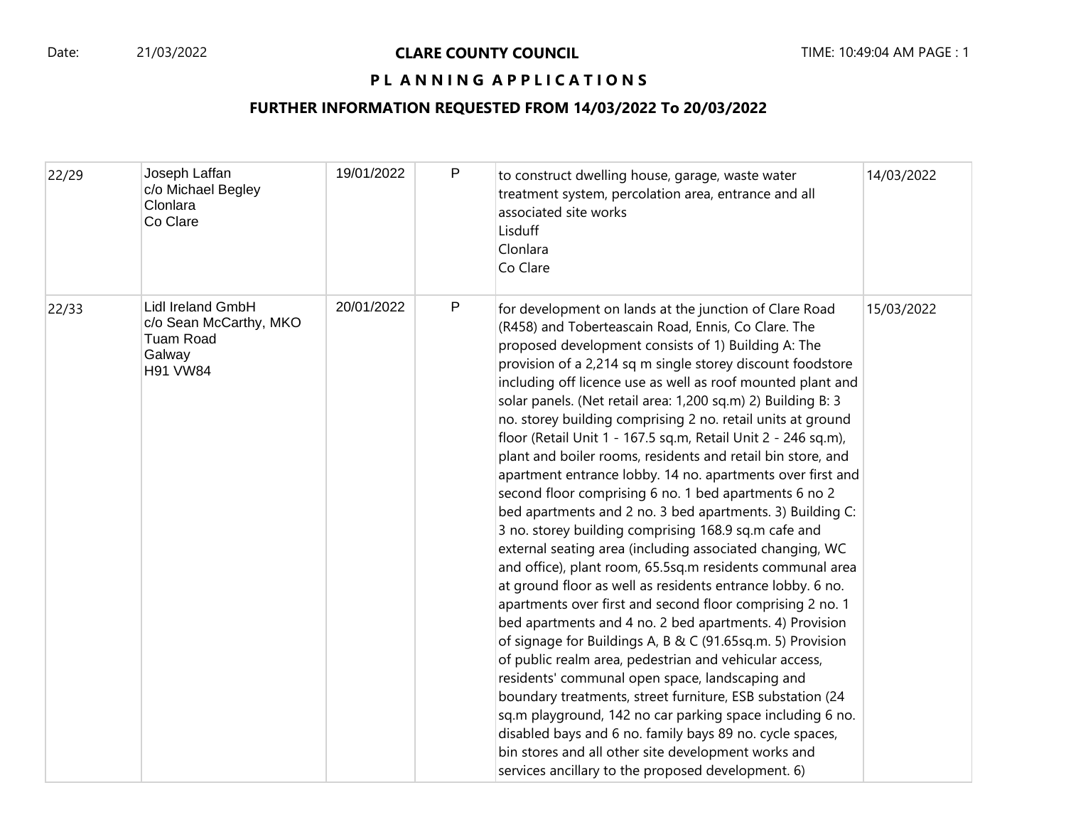# CLARE COUNTY COUNCIL

## PLANNING APPLICATIONS

### FURTHER INFORMATION REQUESTED FROM 14/03/2022 To 20/03/2022

| | | | | | |
|---|---|---|---|---|---|
| 22/29 | Joseph Laffan<br>c/o Michael Begley<br>Clonlara<br>Co Clare | 19/01/2022 | P | to construct dwelling house, garage, waste water treatment system, percolation area, entrance and all associated site works<br>Lisduff<br>Clonlara<br>Co Clare | 14/03/2022 |
| 22/33 | Lidl Ireland GmbH<br>c/o Sean McCarthy, MKO<br>Tuam Road<br>Galway<br>H91 VW84 | 20/01/2022 | P | for development on lands at the junction of Clare Road (R458) and Toberteascain Road, Ennis, Co Clare. The proposed development consists of 1) Building A: The provision of a 2,214 sq m single storey discount foodstore including off licence use as well as roof mounted plant and solar panels. (Net retail area: 1,200 sq.m) 2) Building B: 3 no. storey building comprising 2 no. retail units at ground floor (Retail Unit 1 - 167.5 sq.m, Retail Unit 2 - 246 sq.m), plant and boiler rooms, residents and retail bin store, and apartment entrance lobby. 14 no. apartments over first and second floor comprising 6 no. 1 bed apartments 6 no 2 bed apartments and 2 no. 3 bed apartments. 3) Building C: 3 no. storey building comprising 168.9 sq.m cafe and external seating area (including associated changing, WC and office), plant room, 65.5sq.m residents communal area at ground floor as well as residents entrance lobby. 6 no. apartments over first and second floor comprising 2 no. 1 bed apartments and 4 no. 2 bed apartments. 4) Provision of signage for Buildings A, B & C (91.65sq.m. 5) Provision of public realm area, pedestrian and vehicular access, residents' communal open space, landscaping and boundary treatments, street furniture, ESB substation (24 sq.m playground, 142 no car parking space including 6 no. disabled bays and 6 no. family bays 89 no. cycle spaces, bin stores and all other site development works and services ancillary to the proposed development. 6) | 15/03/2022 |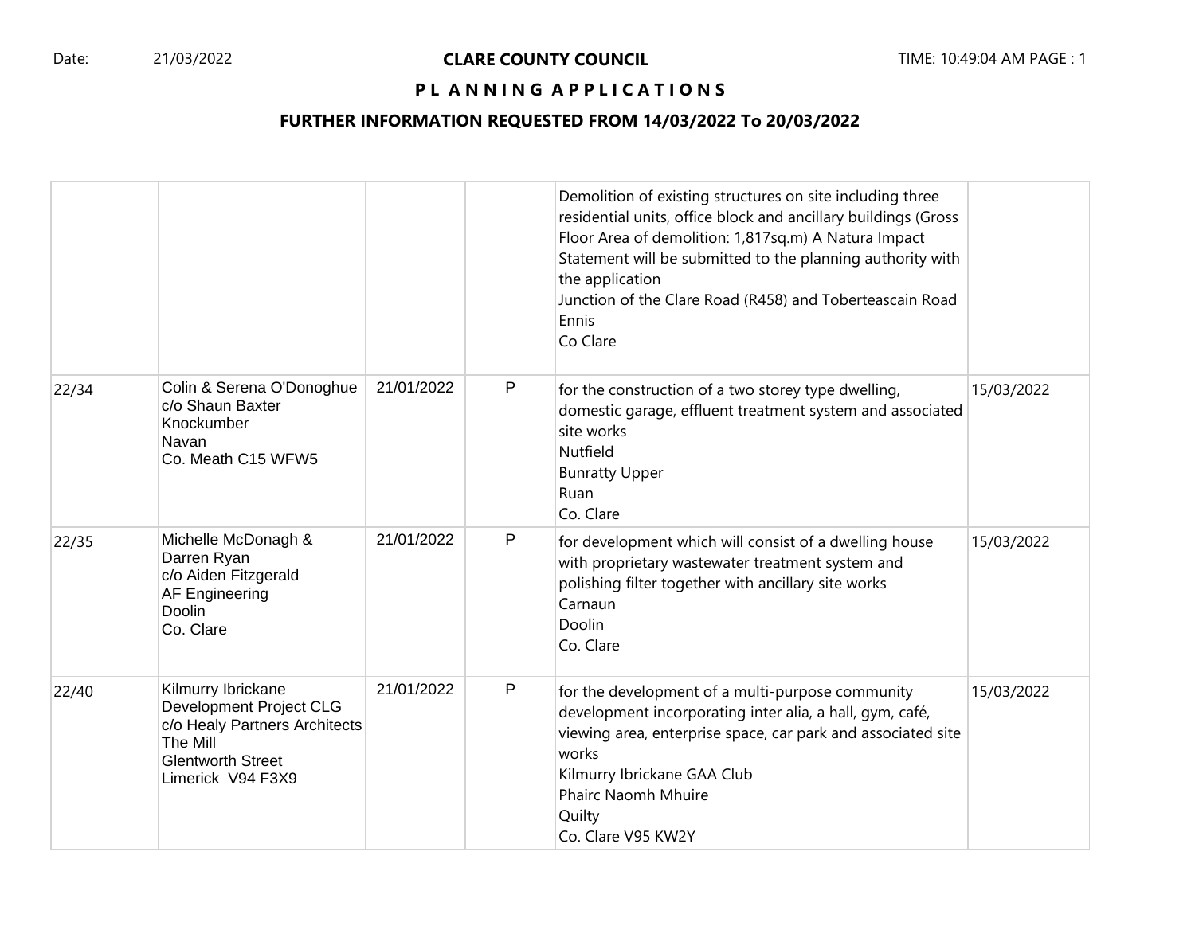**CLARE COUNTY COUNCIL**

**PLANNING APPLICATIONS**

**FURTHER INFORMATION REQUESTED FROM 14/03/2022 To 20/03/2022**

| | | | | | |
|---|---|---|---|---|---|
| | | | | Demolition of existing structures on site including three residential units, office block and ancillary buildings (Gross Floor Area of demolition: 1,817sq.m) A Natura Impact Statement will be submitted to the planning authority with the application<br>Junction of the Clare Road (R458) and Toberteascain Road<br>Ennis<br>Co Clare | |
| 22/34 | Colin & Serena O'Donoghue<br>c/o Shaun Baxter<br>Knockumber<br>Navan<br>Co. Meath C15 WFW5 | 21/01/2022 | P | for the construction of a two storey type dwelling, domestic garage, effluent treatment system and associated site works<br>Nutfield<br>Bunratty Upper<br>Ruan<br>Co. Clare | 15/03/2022 |
| 22/35 | Michelle McDonagh & Darren Ryan<br>c/o Aiden Fitzgerald<br>AF Engineering<br>Doolin<br>Co. Clare | 21/01/2022 | P | for development which will consist of a dwelling house with proprietary wastewater treatment system and polishing filter together with ancillary site works<br>Carnaun<br>Doolin<br>Co. Clare | 15/03/2022 |
| 22/40 | Kilmurry Ibrickane Development Project CLG<br>c/o Healy Partners Architects<br>The Mill<br>Glentworth Street<br>Limerick V94 F3X9 | 21/01/2022 | P | for the development of a multi-purpose community development incorporating inter alia, a hall, gym, café, viewing area, enterprise space, car park and associated site works<br>Kilmurry Ibrickane GAA Club<br>Phairc Naomh Mhuire<br>Quilty<br>Co. Clare V95 KW2Y | 15/03/2022 |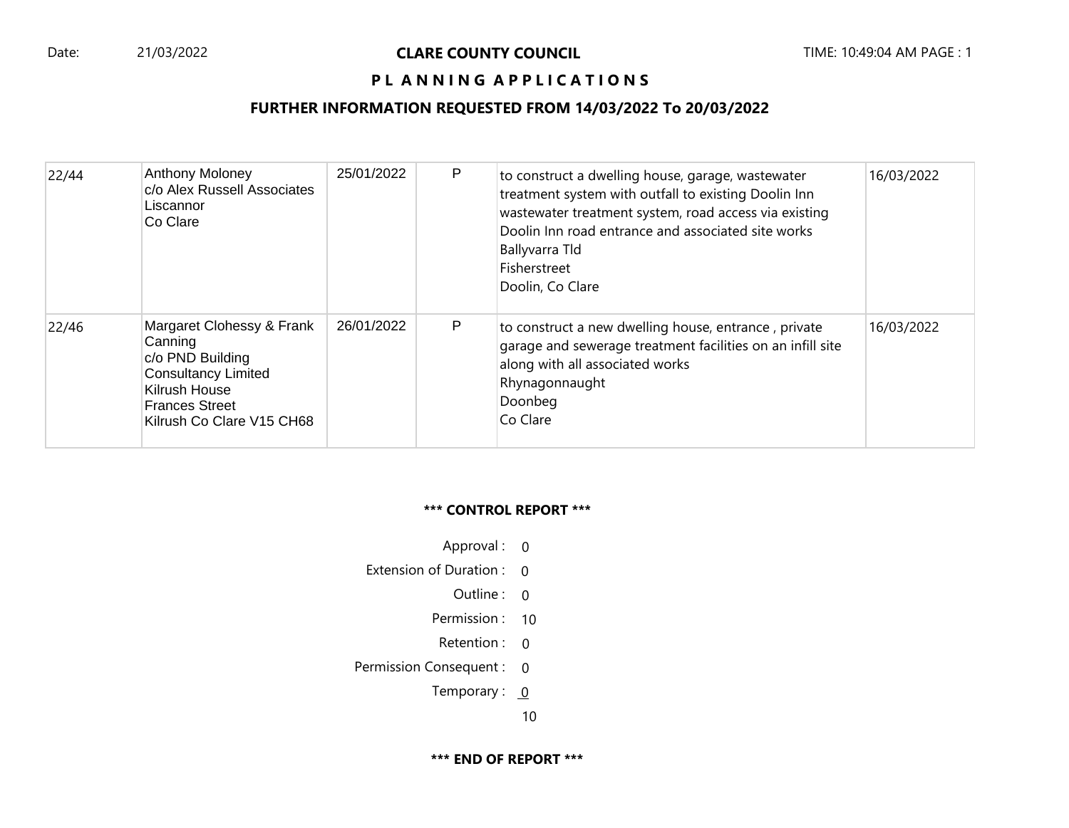**CLARE COUNTY COUNCIL**

**P L A N N I N G A P P L I C A T I O N S**

**FURTHER INFORMATION REQUESTED FROM 14/03/2022 To 20/03/2022**

| | | | | | |
|---|---|---|---|---|---|
| 22/44 | Anthony Moloney<br>c/o Alex Russell Associates<br>Liscannor<br>Co Clare | 25/01/2022 | P | to construct a dwelling house, garage, wastewater treatment system with outfall to existing Doolin Inn wastewater treatment system, road access via existing Doolin Inn road entrance and associated site works<br>Ballyvarra Tld<br>Fisherstreet<br>Doolin, Co Clare | 16/03/2022 |
| 22/46 | Margaret Clohessy & Frank Canning<br>c/o PND Building Consultancy Limited<br>Kilrush House<br>Frances Street<br>Kilrush Co Clare V15 CH68 | 26/01/2022 | P | to construct a new dwelling house, entrance , private garage and sewerage treatment facilities on an infill site along with all associated works<br>Rhynagonnaught<br>Doonbeg<br>Co Clare | 16/03/2022 |

**\*\*\* CONTROL REPORT \*\*\***

| | |
|---|---|
| Approval : | 0 |
| Extension of Duration : | 0 |
| Outline : | 0 |
| Permission : | 10 |
| Retention : | 0 |
| Permission Consequent : | 0 |
| Temporary : | 0 |
| | 10 |

**\*\*\* END OF REPORT \*\*\***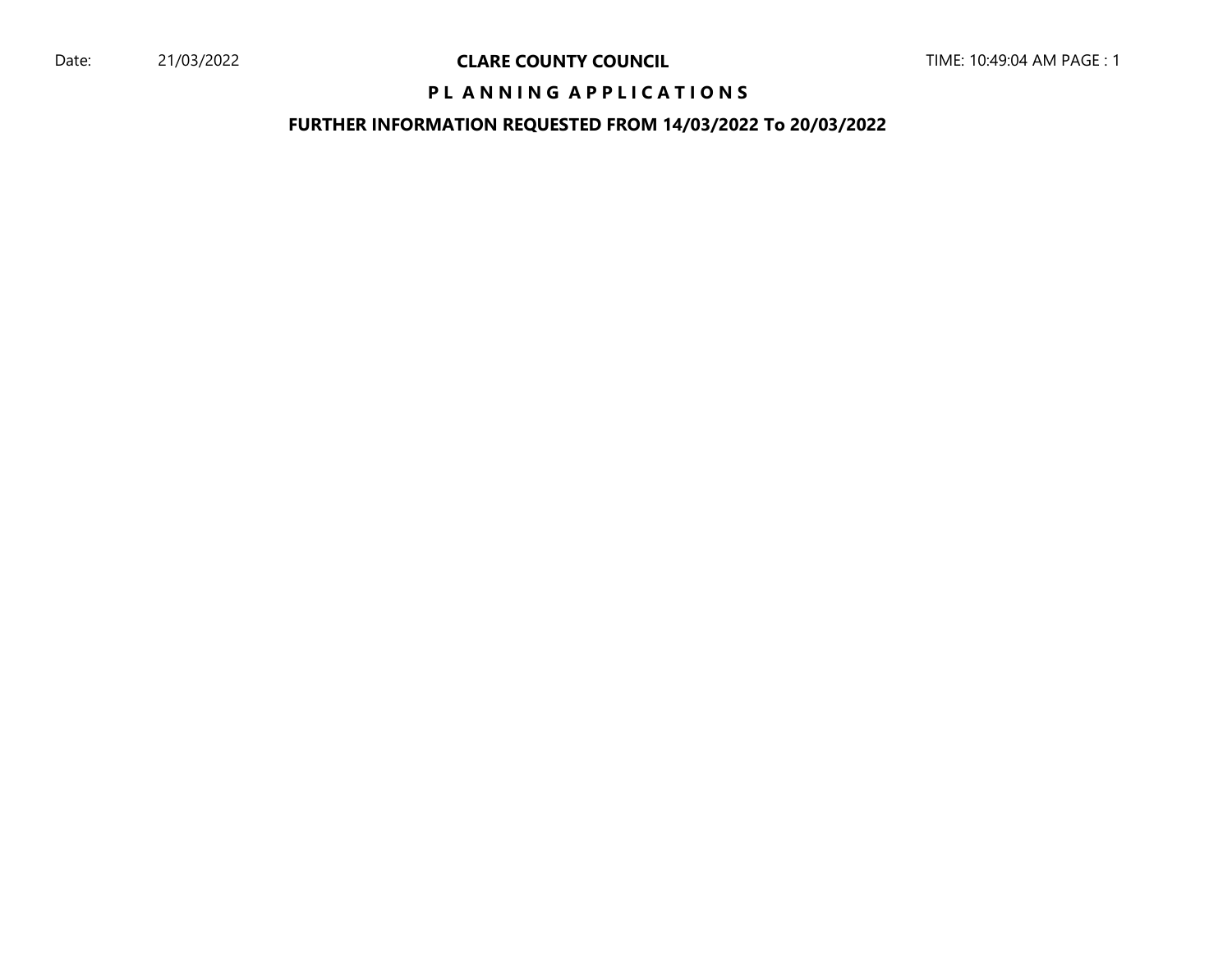Date: 21/03/2022

# CLARE COUNTY COUNCIL

## P L A N N I N G A P P L I C A T I O N S

### FURTHER INFORMATION REQUESTED FROM 14/03/2022 To 20/03/2022